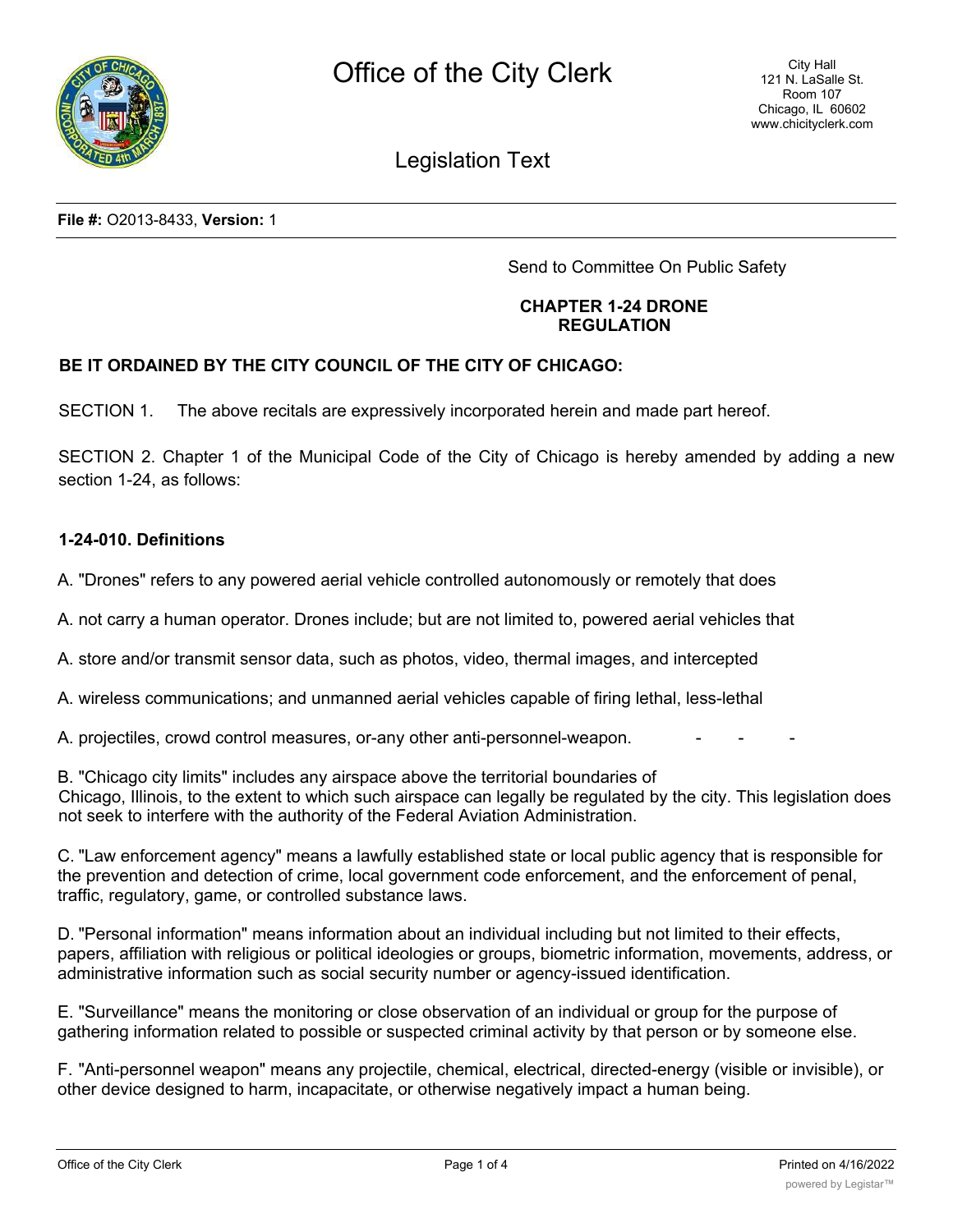# Office of the City Clerk

City Hall
121 N. LaSalle St.
Room 107
Chicago, IL 60602
www.chicityclerk.com

## Legislation Text

**File #:** O2013-8433, **Version:** 1

Send to Committee On Public Safety

**CHAPTER 1-24 DRONE REGULATION**

**BE IT ORDAINED BY THE CITY COUNCIL OF THE CITY OF CHICAGO:**

SECTION 1. The above recitals are expressively incorporated herein and made part hereof.

SECTION 2. Chapter 1 of the Municipal Code of the City of Chicago is hereby amended by adding a new section 1-24, as follows:

**1-24-010. Definitions**

A. "Drones" refers to any powered aerial vehicle controlled autonomously or remotely that does

A. not carry a human operator. Drones include; but are not limited to, powered aerial vehicles that

A. store and/or transmit sensor data, such as photos, video, thermal images, and intercepted

A. wireless communications; and unmanned aerial vehicles capable of firing lethal, less-lethal

A. projectiles, crowd control measures, or-any other anti-personnel-weapon. - - -

B. "Chicago city limits" includes any airspace above the territorial boundaries of Chicago, Illinois, to the extent to which such airspace can legally be regulated by the city. This legislation does not seek to interfere with the authority of the Federal Aviation Administration.

C. "Law enforcement agency" means a lawfully established state or local public agency that is responsible for the prevention and detection of crime, local government code enforcement, and the enforcement of penal, traffic, regulatory, game, or controlled substance laws.

D. "Personal information" means information about an individual including but not limited to their effects, papers, affiliation with religious or political ideologies or groups, biometric information, movements, address, or administrative information such as social security number or agency-issued identification.

E. "Surveillance" means the monitoring or close observation of an individual or group for the purpose of gathering information related to possible or suspected criminal activity by that person or by someone else.

F. "Anti-personnel weapon" means any projectile, chemical, electrical, directed-energy (visible or invisible), or other device designed to harm, incapacitate, or otherwise negatively impact a human being.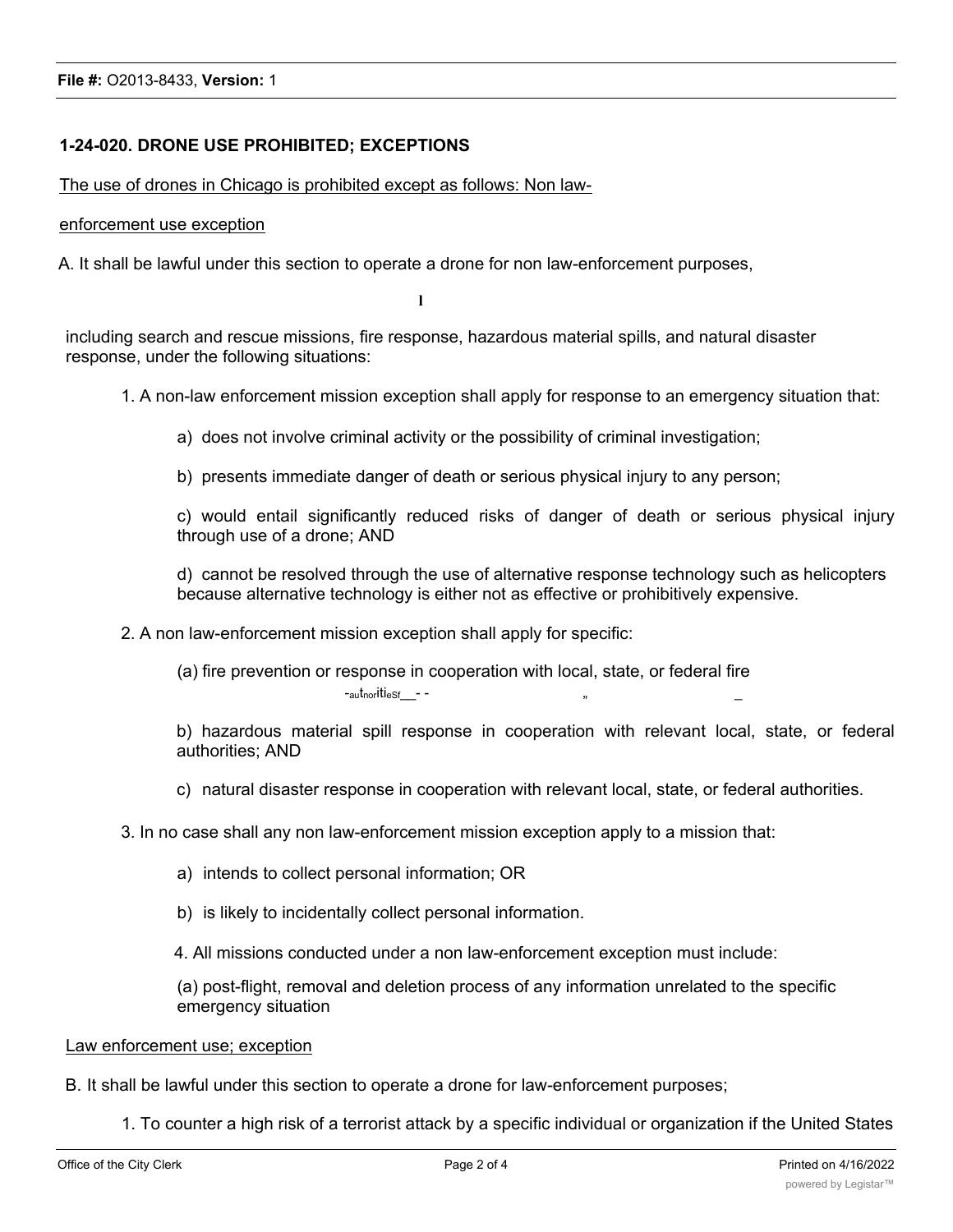File #: O2013-8433, Version: 1

**1-24-020. DRONE USE PROHIBITED; EXCEPTIONS**

The use of drones in Chicago is prohibited except as follows: Non law-

enforcement use exception

A. It shall be lawful under this section to operate a drone for non law-enforcement purposes,

including search and rescue missions, fire response, hazardous material spills, and natural disaster response, under the following situations:

1. A non-law enforcement mission exception shall apply for response to an emergency situation that:

    a) does not involve criminal activity or the possibility of criminal investigation;

    b) presents immediate danger of death or serious physical injury to any person;

    c) would entail significantly reduced risks of danger of death or serious physical injury through use of a drone; AND

    d) cannot be resolved through the use of alternative response technology such as helicopters because alternative technology is either not as effective or prohibitively expensive.

2. A non law-enforcement mission exception shall apply for specific:

    (a) fire prevention or response in cooperation with local, state, or federal fire authorities;

    b) hazardous material spill response in cooperation with relevant local, state, or federal authorities; AND

    c) natural disaster response in cooperation with relevant local, state, or federal authorities.

3. In no case shall any non law-enforcement mission exception apply to a mission that:

    a) intends to collect personal information; OR

    b) is likely to incidentally collect personal information.

4. All missions conducted under a non law-enforcement exception must include:

    (a) post-flight, removal and deletion process of any information unrelated to the specific emergency situation

Law enforcement use; exception

B. It shall be lawful under this section to operate a drone for law-enforcement purposes;

1. To counter a high risk of a terrorist attack by a specific individual or organization if the United States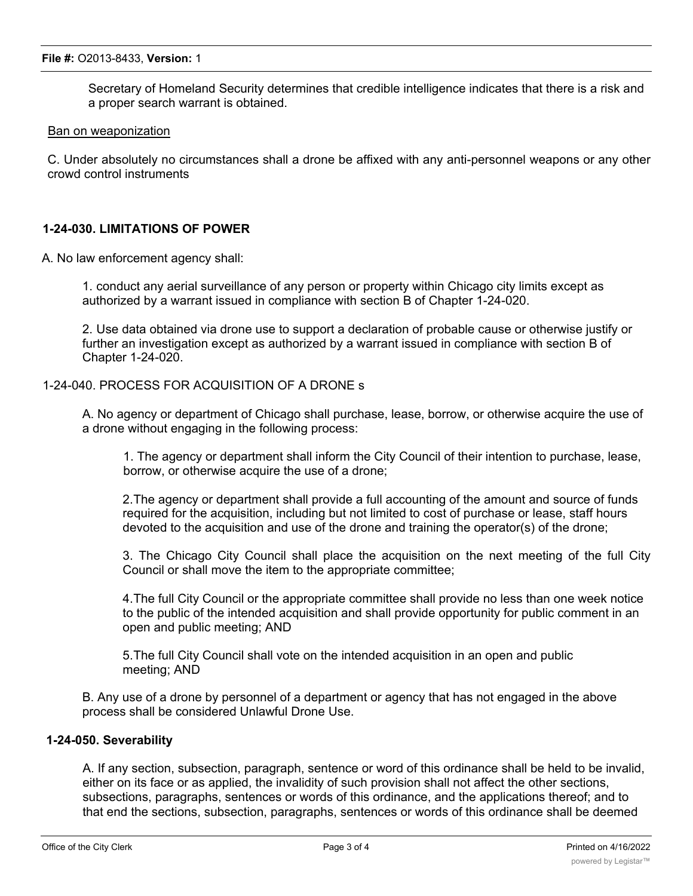Secretary of Homeland Security determines that credible intelligence indicates that there is a risk and a proper search warrant is obtained.

Ban on weaponization

C. Under absolutely no circumstances shall a drone be affixed with any anti-personnel weapons or any other crowd control instruments

### 1-24-030. LIMITATIONS OF POWER

A. No law enforcement agency shall:

1. conduct any aerial surveillance of any person or property within Chicago city limits except as authorized by a warrant issued in compliance with section B of Chapter 1-24-020.

2. Use data obtained via drone use to support a declaration of probable cause or otherwise justify or further an investigation except as authorized by a warrant issued in compliance with section B of Chapter 1-24-020.

1-24-040. PROCESS FOR ACQUISITION OF A DRONE s

A. No agency or department of Chicago shall purchase, lease, borrow, or otherwise acquire the use of a drone without engaging in the following process:

1. The agency or department shall inform the City Council of their intention to purchase, lease, borrow, or otherwise acquire the use of a drone;

2.The agency or department shall provide a full accounting of the amount and source of funds required for the acquisition, including but not limited to cost of purchase or lease, staff hours devoted to the acquisition and use of the drone and training the operator(s) of the drone;

3. The Chicago City Council shall place the acquisition on the next meeting of the full City Council or shall move the item to the appropriate committee;

4.The full City Council or the appropriate committee shall provide no less than one week notice to the public of the intended acquisition and shall provide opportunity for public comment in an open and public meeting; AND

5.The full City Council shall vote on the intended acquisition in an open and public meeting; AND

B. Any use of a drone by personnel of a department or agency that has not engaged in the above process shall be considered Unlawful Drone Use.

### 1-24-050. Severability

A. If any section, subsection, paragraph, sentence or word of this ordinance shall be held to be invalid, either on its face or as applied, the invalidity of such provision shall not affect the other sections, subsections, paragraphs, sentences or words of this ordinance, and the applications thereof; and to that end the sections, subsection, paragraphs, sentences or words of this ordinance shall be deemed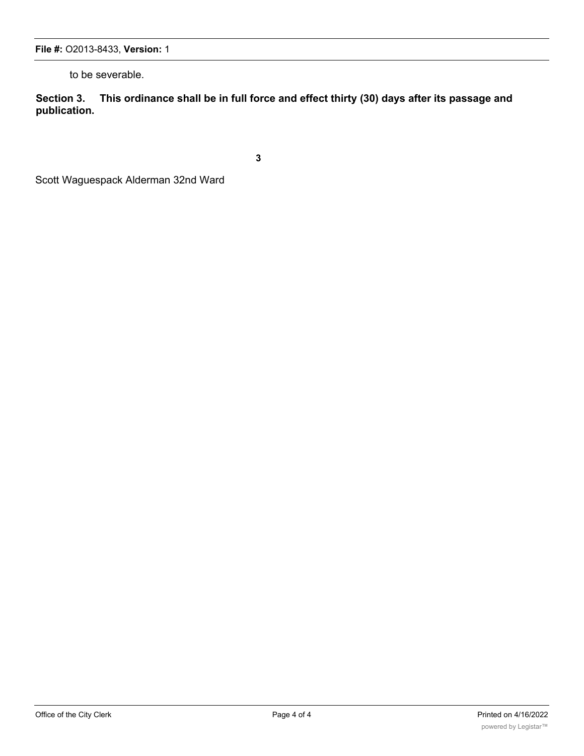to be severable.

**Section 3. This ordinance shall be in full force and effect thirty (30) days after its passage and publication.**

**3**

Scott Waguespack Alderman 32nd Ward